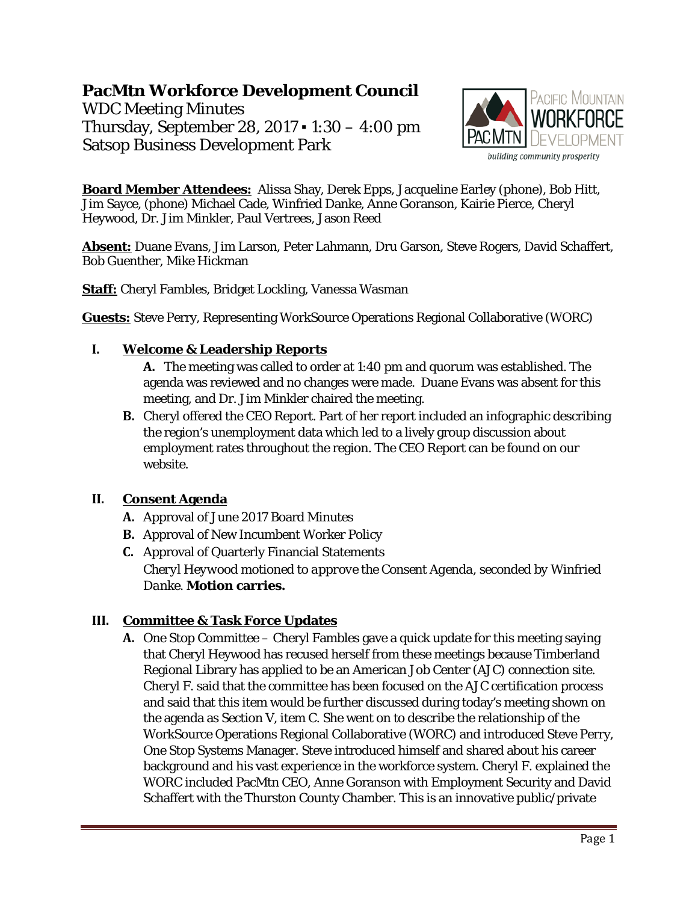# PacMtn Workforce Development Council

WDC Meeting Minutes
Thursday, September 28, 2017 ▪ 1:30 – 4:00 pm
Satsop Business Development Park

**Board Member Attendees:** Alissa Shay, Derek Epps, Jacqueline Earley (phone), Bob Hitt, Jim Sayce, (phone) Michael Cade, Winfried Danke, Anne Goranson, Kairie Pierce, Cheryl Heywood, Dr. Jim Minkler, Paul Vertrees, Jason Reed

**Absent:** Duane Evans, Jim Larson, Peter Lahmann, Dru Garson, Steve Rogers, David Schaffert, Bob Guenther, Mike Hickman

**Staff:** Cheryl Fambles, Bridget Lockling, Vanessa Wasman

**Guests:** Steve Perry, Representing WorkSource Operations Regional Collaborative (WORC)

## I. Welcome & Leadership Reports

**A.** The meeting was called to order at 1:40 pm and quorum was established. The agenda was reviewed and no changes were made. Duane Evans was absent for this meeting, and Dr. Jim Minkler chaired the meeting.

**B.** Cheryl offered the CEO Report. Part of her report included an infographic describing the region's unemployment data which led to a lively group discussion about employment rates throughout the region. The CEO Report can be found on our website.

## II. Consent Agenda

**A.** Approval of June 2017 Board Minutes

**B.** Approval of New Incumbent Worker Policy

**C.** Approval of Quarterly Financial Statements

*Cheryl Heywood motioned to approve the Consent Agenda, seconded by Winfried Danke.* **Motion carries.**

## III. Committee & Task Force Updates

**A.** One Stop Committee – Cheryl Fambles gave a quick update for this meeting saying that Cheryl Heywood has recused herself from these meetings because Timberland Regional Library has applied to be an American Job Center (AJC) connection site. Cheryl F. said that the committee has been focused on the AJC certification process and said that this item would be further discussed during today's meeting shown on the agenda as Section V, item C. She went on to describe the relationship of the WorkSource Operations Regional Collaborative (WORC) and introduced Steve Perry, One Stop Systems Manager. Steve introduced himself and shared about his career background and his vast experience in the workforce system. Cheryl F. explained the WORC included PacMtn CEO, Anne Goranson with Employment Security and David Schaffert with the Thurston County Chamber. This is an innovative public/private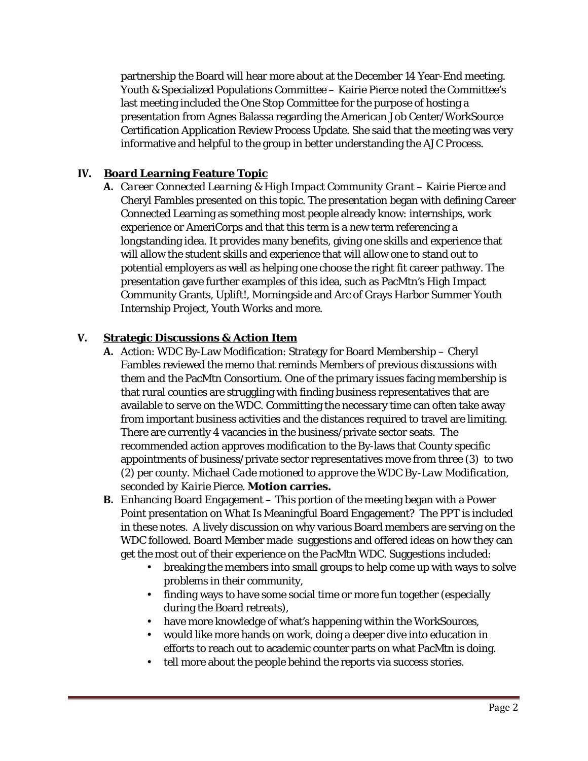partnership the Board will hear more about at the December 14 Year-End meeting. Youth & Specialized Populations Committee – Kairie Pierce noted the Committee's last meeting included the One Stop Committee for the purpose of hosting a presentation from Agnes Balassa regarding the American Job Center/WorkSource Certification Application Review Process Update. She said that the meeting was very informative and helpful to the group in better understanding the AJC Process.

## IV. Board Learning Feature Topic

**A.** *Career Connected Learning & High Impact Community Grant* – Kairie Pierce and Cheryl Fambles presented on this topic. The presentation began with defining Career Connected Learning as something most people already know: internships, work experience or AmeriCorps and that this term is a new term referencing a longstanding idea. It provides many benefits, giving one skills and experience that will allow the student skills and experience that will allow one to stand out to potential employers as well as helping one choose the right fit career pathway. The presentation gave further examples of this idea, such as PacMtn's High Impact Community Grants, Uplift!, Morningside and Arc of Grays Harbor Summer Youth Internship Project, Youth Works and more.

## V. Strategic Discussions & Action Item

**A.** Action: WDC By-Law Modification: Strategy for Board Membership – Cheryl Fambles reviewed the memo that reminds Members of previous discussions with them and the PacMtn Consortium. One of the primary issues facing membership is that rural counties are struggling with finding business representatives that are available to serve on the WDC. Committing the necessary time can often take away from important business activities and the distances required to travel are limiting. There are currently 4 vacancies in the business/private sector seats. The recommended action approves modification to the By-laws that County specific appointments of business/private sector representatives move from three (3) to two (2) per county. *Michael Cade motioned to approve the WDC By-Law Modification, seconded by Kairie Pierce.* **Motion carries.**

**B.** Enhancing Board Engagement – This portion of the meeting began with a Power Point presentation on What Is Meaningful Board Engagement? The PPT is included in these notes. A lively discussion on why various Board members are serving on the WDC followed. Board Member made suggestions and offered ideas on how they can get the most out of their experience on the PacMtn WDC. Suggestions included:

- breaking the members into small groups to help come up with ways to solve problems in their community,
- finding ways to have some social time or more fun together (especially during the Board retreats),
- have more knowledge of what's happening within the WorkSources,
- would like more hands on work, doing a deeper dive into education in efforts to reach out to academic counter parts on what PacMtn is doing.
- tell more about the people behind the reports via success stories.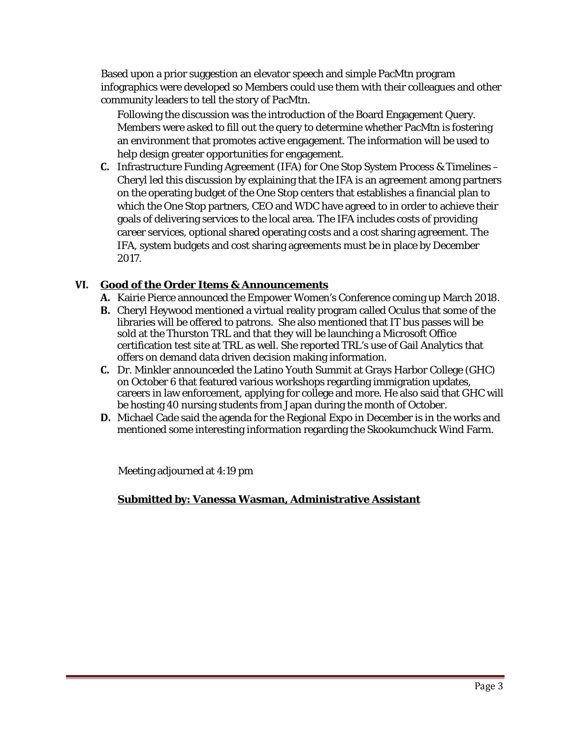Based upon a prior suggestion an elevator speech and simple PacMtn program infographics were developed so Members could use them with their colleagues and other community leaders to tell the story of PacMtn.

Following the discussion was the introduction of the Board Engagement Query. Members were asked to fill out the query to determine whether PacMtn is fostering an environment that promotes active engagement. The information will be used to help design greater opportunities for engagement.

**C.** Infrastructure Funding Agreement (IFA) for One Stop System Process & Timelines – Cheryl led this discussion by explaining that the IFA is an agreement among partners on the operating budget of the One Stop centers that establishes a financial plan to which the One Stop partners, CEO and WDC have agreed to in order to achieve their goals of delivering services to the local area. The IFA includes costs of providing career services, optional shared operating costs and a cost sharing agreement. The IFA, system budgets and cost sharing agreements must be in place by December 2017.

## VI. Good of the Order Items & Announcements

**A.** Kairie Pierce announced the Empower Women's Conference coming up March 2018.

**B.** Cheryl Heywood mentioned a virtual reality program called Oculus that some of the libraries will be offered to patrons. She also mentioned that IT bus passes will be sold at the Thurston TRL and that they will be launching a Microsoft Office certification test site at TRL as well. She reported TRL's use of Gail Analytics that offers on demand data driven decision making information.

**C.** Dr. Minkler announceded the Latino Youth Summit at Grays Harbor College (GHC) on October 6 that featured various workshops regarding immigration updates, careers in law enforcement, applying for college and more. He also said that GHC will be hosting 40 nursing students from Japan during the month of October.

**D.** Michael Cade said the agenda for the Regional Expo in December is in the works and mentioned some interesting information regarding the Skookumchuck Wind Farm.

Meeting adjourned at 4:19 pm

**Submitted by: Vanessa Wasman, Administrative Assistant**